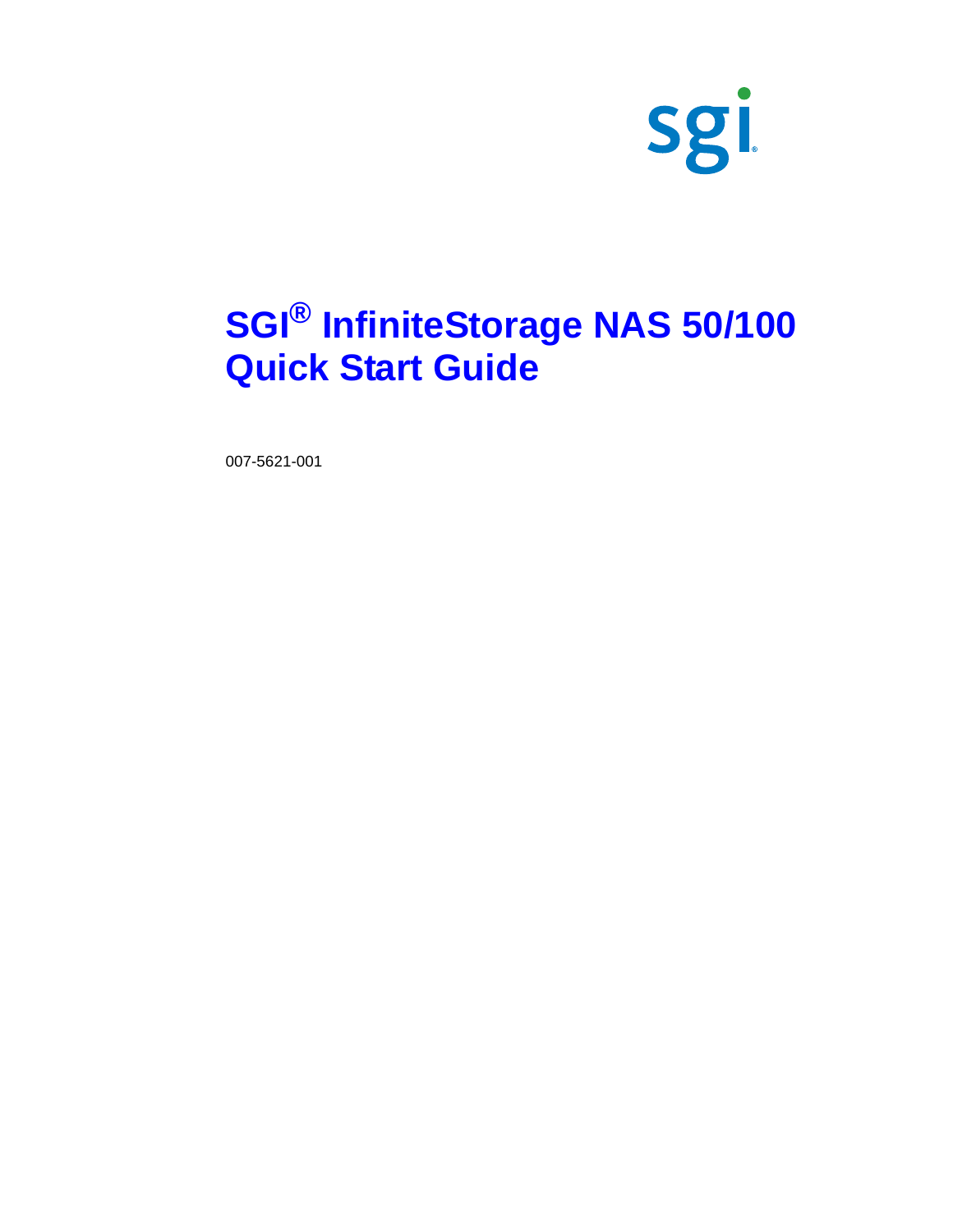sgi®

# SGI® InfiniteStorage NAS 50/100 Quick Start Guide

007-5621-001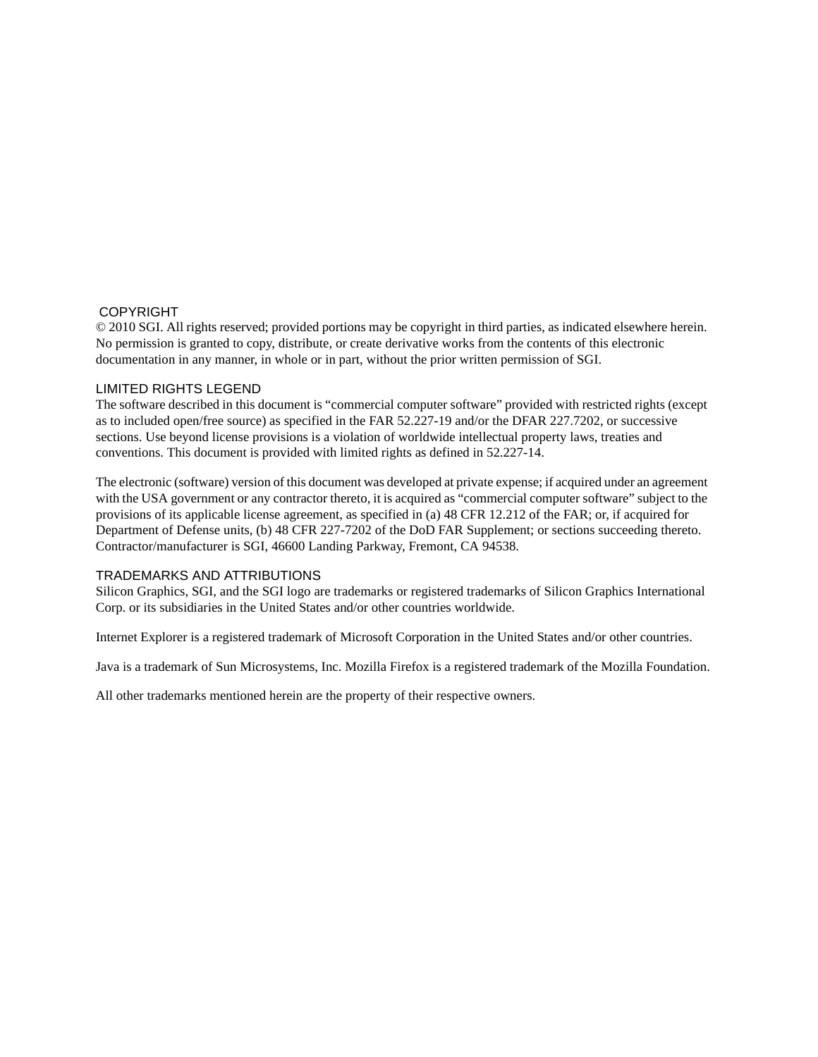## COPYRIGHT

© 2010 SGI. All rights reserved; provided portions may be copyright in third parties, as indicated elsewhere herein. No permission is granted to copy, distribute, or create derivative works from the contents of this electronic documentation in any manner, in whole or in part, without the prior written permission of SGI.

## LIMITED RIGHTS LEGEND

The software described in this document is “commercial computer software” provided with restricted rights (except as to included open/free source) as specified in the FAR 52.227-19 and/or the DFAR 227.7202, or successive sections. Use beyond license provisions is a violation of worldwide intellectual property laws, treaties and conventions. This document is provided with limited rights as defined in 52.227-14.

The electronic (software) version of this document was developed at private expense; if acquired under an agreement with the USA government or any contractor thereto, it is acquired as “commercial computer software” subject to the provisions of its applicable license agreement, as specified in (a) 48 CFR 12.212 of the FAR; or, if acquired for Department of Defense units, (b) 48 CFR 227-7202 of the DoD FAR Supplement; or sections succeeding thereto. Contractor/manufacturer is SGI, 46600 Landing Parkway, Fremont, CA 94538.

## TRADEMARKS AND ATTRIBUTIONS

Silicon Graphics, SGI, and the SGI logo are trademarks or registered trademarks of Silicon Graphics International Corp. or its subsidiaries in the United States and/or other countries worldwide.

Internet Explorer is a registered trademark of Microsoft Corporation in the United States and/or other countries.

Java is a trademark of Sun Microsystems, Inc. Mozilla Firefox is a registered trademark of the Mozilla Foundation.

All other trademarks mentioned herein are the property of their respective owners.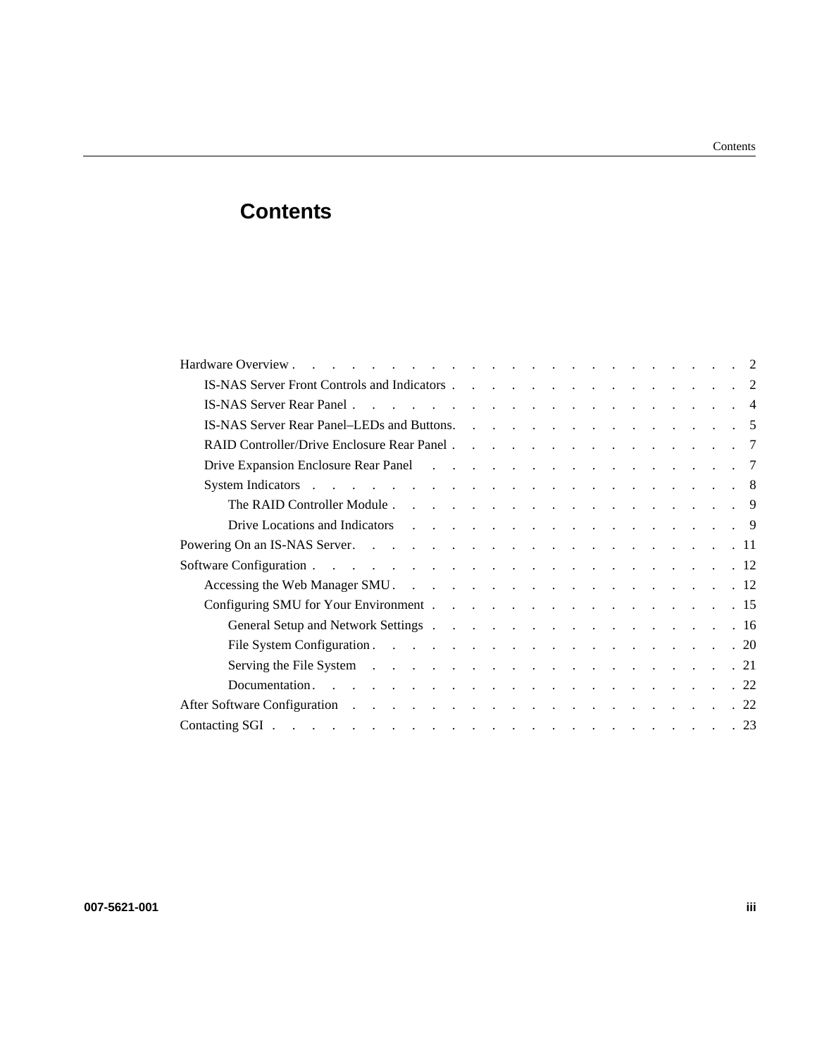# Contents

- Hardware Overview . . . . . . . . . . 2
  - IS-NAS Server Front Controls and Indicators . . . . . . . . . . 2
  - IS-NAS Server Rear Panel . . . . . . . . . . 4
  - IS-NAS Server Rear Panel–LEDs and Buttons. . . . . . . . . . 5
  - RAID Controller/Drive Enclosure Rear Panel . . . . . . . . . . 7
  - Drive Expansion Enclosure Rear Panel . . . . . . . . . . 7
  - System Indicators . . . . . . . . . . 8
    - The RAID Controller Module . . . . . . . . . . 9
    - Drive Locations and Indicators . . . . . . . . . . 9
- Powering On an IS-NAS Server. . . . . . . . . . 11
- Software Configuration . . . . . . . . . . 12
  - Accessing the Web Manager SMU . . . . . . . . . . 12
  - Configuring SMU for Your Environment . . . . . . . . . . 15
    - General Setup and Network Settings . . . . . . . . . . 16
    - File System Configuration . . . . . . . . . . 20
    - Serving the File System . . . . . . . . . . 21
    - Documentation. . . . . . . . . . 22
- After Software Configuration . . . . . . . . . . 22
- Contacting SGI . . . . . . . . . . 23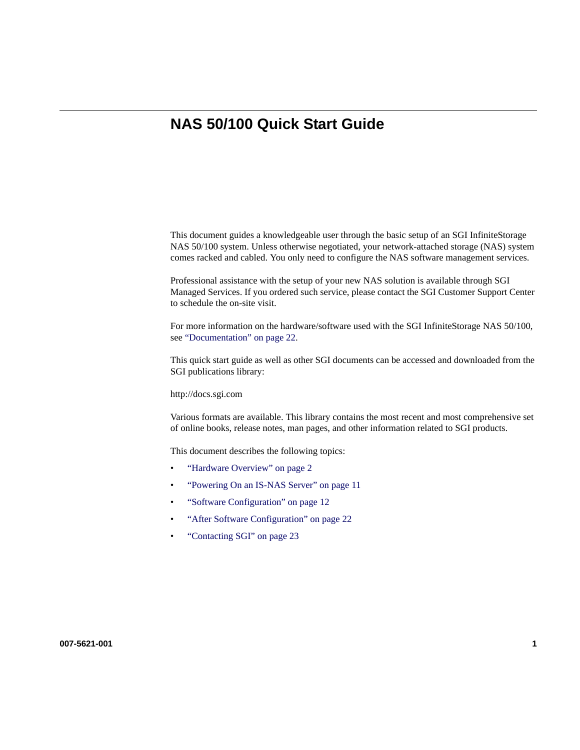# NAS 50/100 Quick Start Guide

This document guides a knowledgeable user through the basic setup of an SGI InfiniteStorage NAS 50/100 system. Unless otherwise negotiated, your network-attached storage (NAS) system comes racked and cabled. You only need to configure the NAS software management services.

Professional assistance with the setup of your new NAS solution is available through SGI Managed Services. If you ordered such service, please contact the SGI Customer Support Center to schedule the on-site visit.

For more information on the hardware/software used with the SGI InfiniteStorage NAS 50/100, see "Documentation" on page 22.

This quick start guide as well as other SGI documents can be accessed and downloaded from the SGI publications library:

http://docs.sgi.com

Various formats are available. This library contains the most recent and most comprehensive set of online books, release notes, man pages, and other information related to SGI products.

This document describes the following topics:

- "Hardware Overview" on page 2
- "Powering On an IS-NAS Server" on page 11
- "Software Configuration" on page 12
- "After Software Configuration" on page 22
- "Contacting SGI" on page 23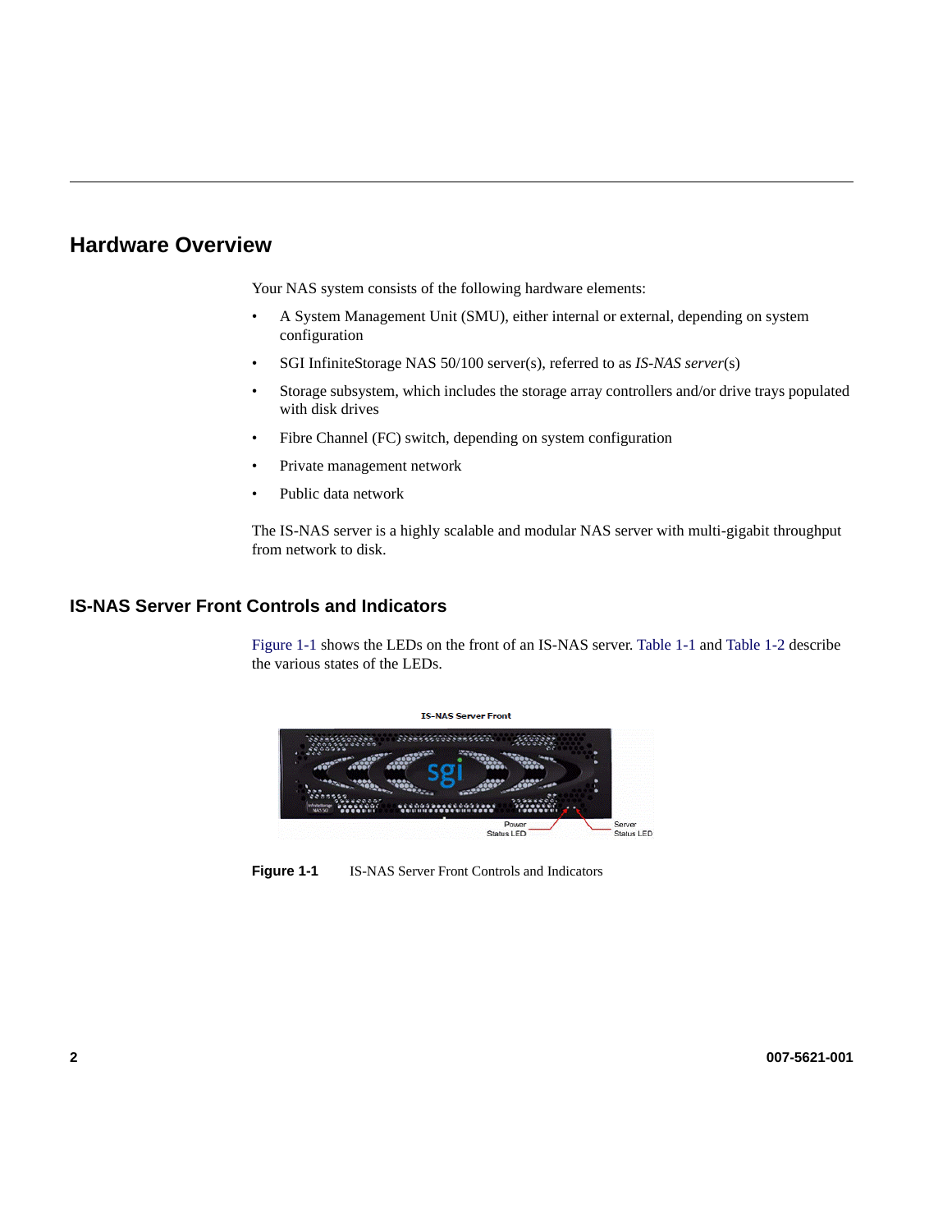## Hardware Overview

Your NAS system consists of the following hardware elements:

- A System Management Unit (SMU), either internal or external, depending on system configuration
- SGI InfiniteStorage NAS 50/100 server(s), referred to as *IS-NAS server*(s)
- Storage subsystem, which includes the storage array controllers and/or drive trays populated with disk drives
- Fibre Channel (FC) switch, depending on system configuration
- Private management network
- Public data network

The IS-NAS server is a highly scalable and modular NAS server with multi-gigabit throughput from network to disk.

### IS-NAS Server Front Controls and Indicators

Figure 1-1 shows the LEDs on the front of an IS-NAS server. Table 1-1 and Table 1-2 describe the various states of the LEDs.

**Figure 1-1** IS-NAS Server Front Controls and Indicators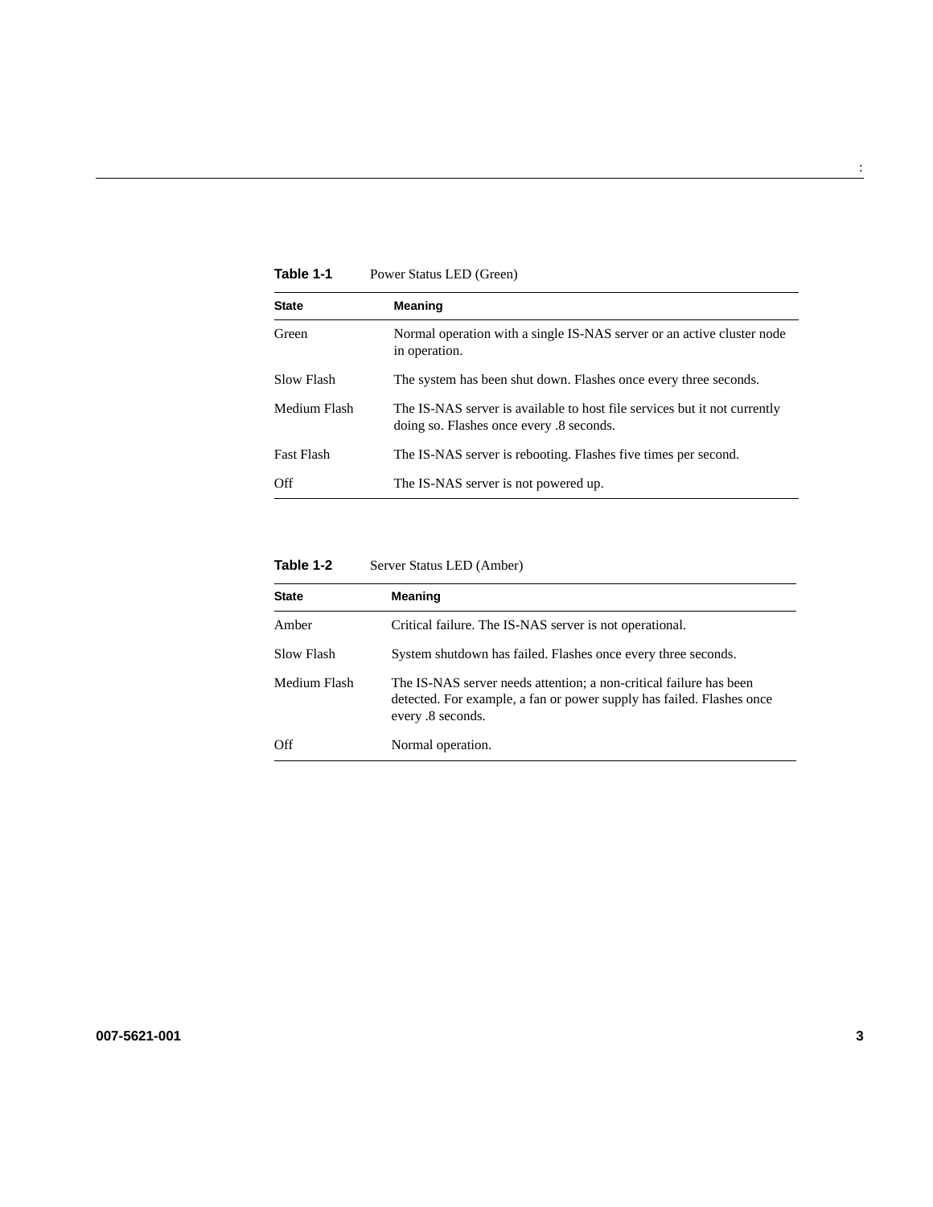**Table 1-1** Power Status LED (Green)

| State | Meaning |
|---|---|
| Green | Normal operation with a single IS-NAS server or an active cluster node in operation. |
| Slow Flash | The system has been shut down. Flashes once every three seconds. |
| Medium Flash | The IS-NAS server is available to host file services but it not currently doing so. Flashes once every .8 seconds. |
| Fast Flash | The IS-NAS server is rebooting. Flashes five times per second. |
| Off | The IS-NAS server is not powered up. |

**Table 1-2** Server Status LED (Amber)

| State | Meaning |
|---|---|
| Amber | Critical failure. The IS-NAS server is not operational. |
| Slow Flash | System shutdown has failed. Flashes once every three seconds. |
| Medium Flash | The IS-NAS server needs attention; a non-critical failure has been detected. For example, a fan or power supply has failed. Flashes once every .8 seconds. |
| Off | Normal operation. |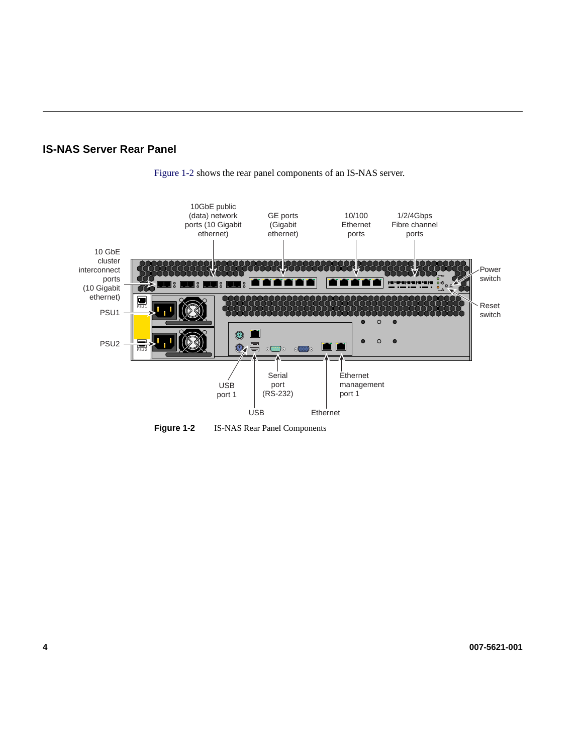## IS-NAS Server Rear Panel

Figure 1-2 shows the rear panel components of an IS-NAS server.

**Figure 1-2** IS-NAS Rear Panel Components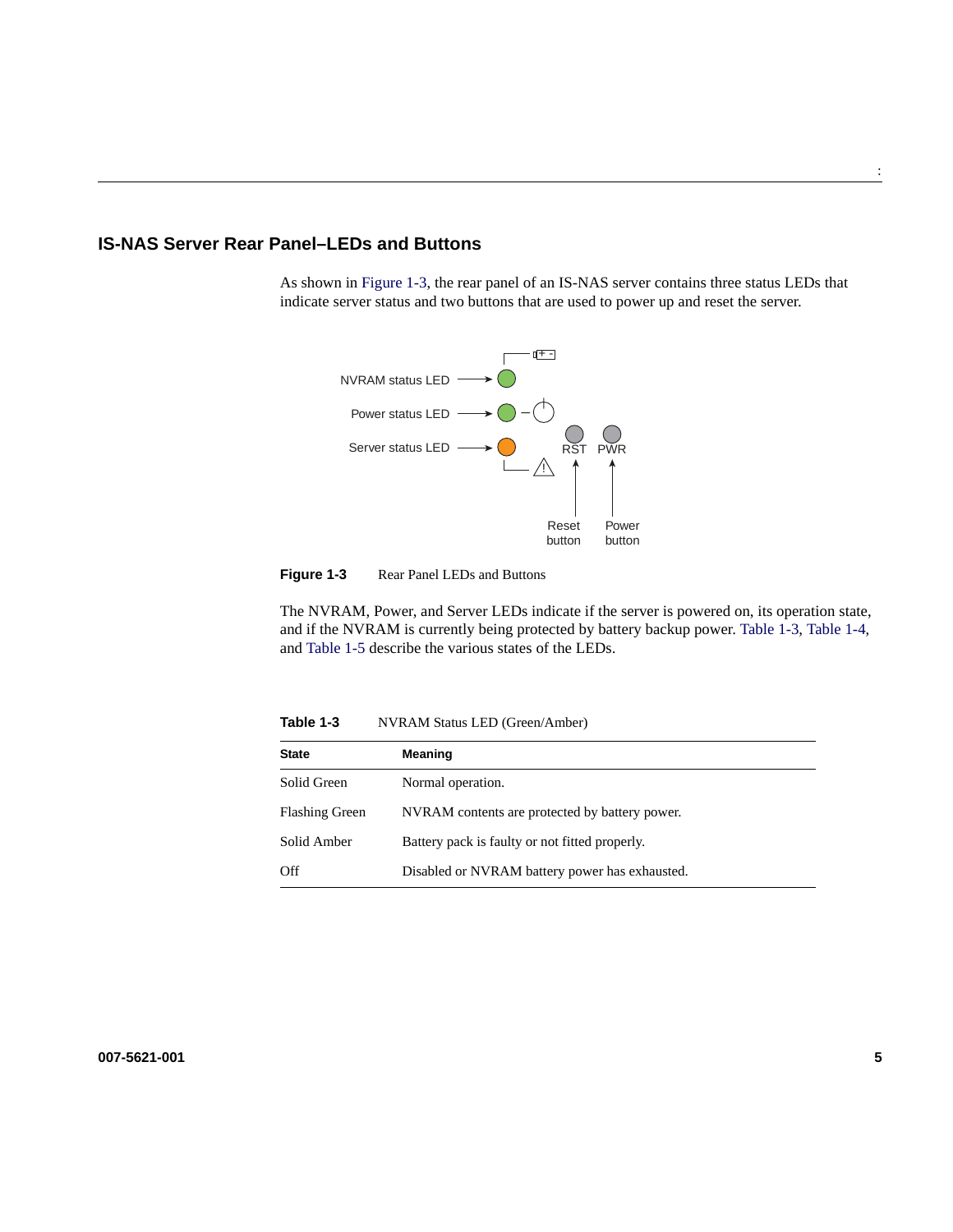## IS-NAS Server Rear Panel–LEDs and Buttons

As shown in Figure 1-3, the rear panel of an IS-NAS server contains three status LEDs that indicate server status and two buttons that are used to power up and reset the server.

**Figure 1-3** Rear Panel LEDs and Buttons

The NVRAM, Power, and Server LEDs indicate if the server is powered on, its operation state, and if the NVRAM is currently being protected by battery backup power. Table 1-3, Table 1-4, and Table 1-5 describe the various states of the LEDs.

**Table 1-3** NVRAM Status LED (Green/Amber)

| State | Meaning |
|---|---|
| Solid Green | Normal operation. |
| Flashing Green | NVRAM contents are protected by battery power. |
| Solid Amber | Battery pack is faulty or not fitted properly. |
| Off | Disabled or NVRAM battery power has exhausted. |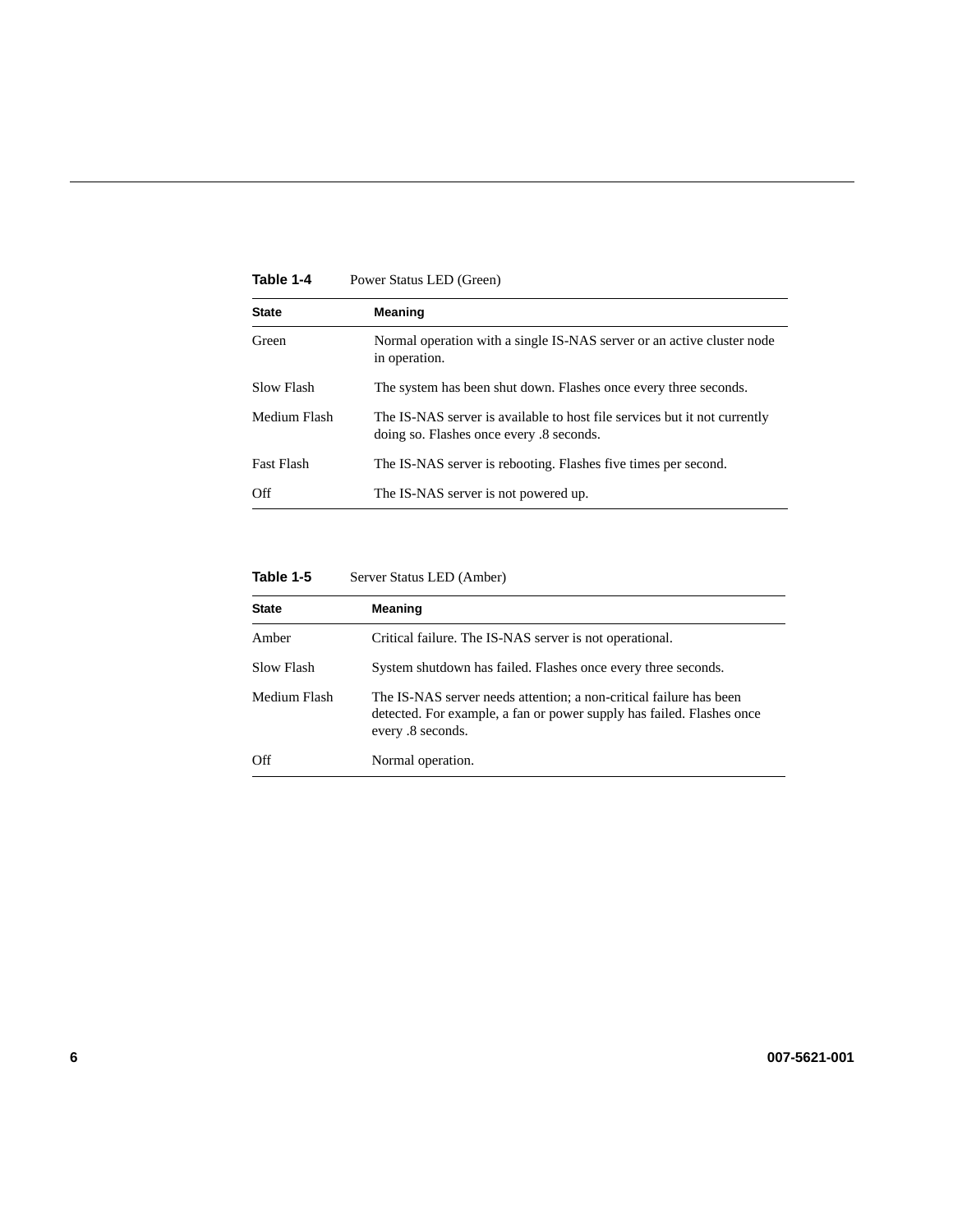**Table 1-4** Power Status LED (Green)

| State | Meaning |
|---|---|
| Green | Normal operation with a single IS-NAS server or an active cluster node in operation. |
| Slow Flash | The system has been shut down. Flashes once every three seconds. |
| Medium Flash | The IS-NAS server is available to host file services but it not currently doing so. Flashes once every .8 seconds. |
| Fast Flash | The IS-NAS server is rebooting. Flashes five times per second. |
| Off | The IS-NAS server is not powered up. |

**Table 1-5** Server Status LED (Amber)

| State | Meaning |
|---|---|
| Amber | Critical failure. The IS-NAS server is not operational. |
| Slow Flash | System shutdown has failed. Flashes once every three seconds. |
| Medium Flash | The IS-NAS server needs attention; a non-critical failure has been detected. For example, a fan or power supply has failed. Flashes once every .8 seconds. |
| Off | Normal operation. |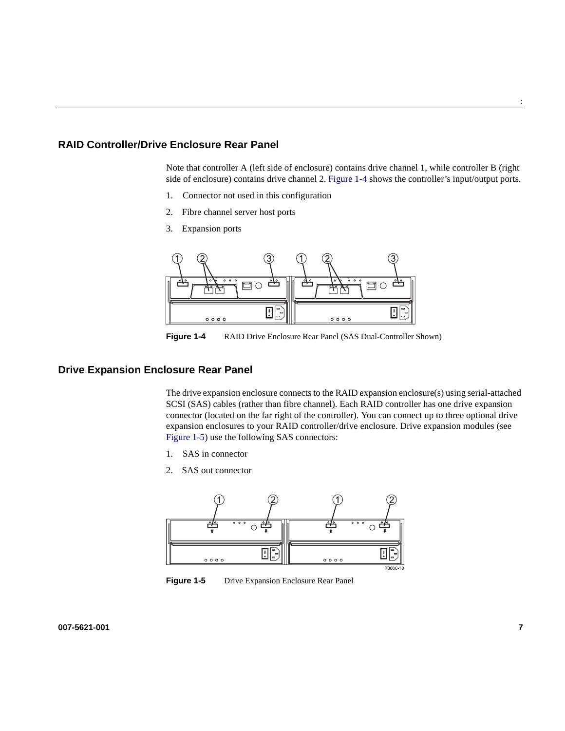## RAID Controller/Drive Enclosure Rear Panel

Note that controller A (left side of enclosure) contains drive channel 1, while controller B (right side of enclosure) contains drive channel 2. Figure 1-4 shows the controller's input/output ports.

1. Connector not used in this configuration
2. Fibre channel server host ports
3. Expansion ports

**Figure 1-4** RAID Drive Enclosure Rear Panel (SAS Dual-Controller Shown)

## Drive Expansion Enclosure Rear Panel

The drive expansion enclosure connects to the RAID expansion enclosure(s) using serial-attached SCSI (SAS) cables (rather than fibre channel). Each RAID controller has one drive expansion connector (located on the far right of the controller). You can connect up to three optional drive expansion enclosures to your RAID controller/drive enclosure. Drive expansion modules (see Figure 1-5) use the following SAS connectors:

1. SAS in connector
2. SAS out connector

**Figure 1-5** Drive Expansion Enclosure Rear Panel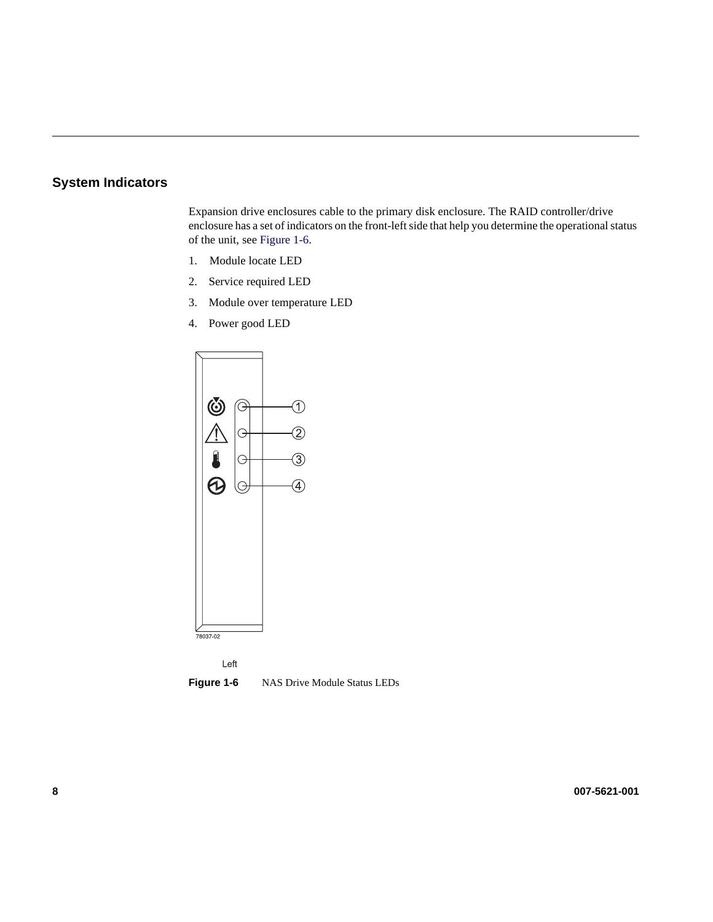## System Indicators

Expansion drive enclosures cable to the primary disk enclosure. The RAID controller/drive enclosure has a set of indicators on the front-left side that help you determine the operational status of the unit, see Figure 1-6.

1. Module locate LED
2. Service required LED
3. Module over temperature LED
4. Power good LED

**Figure 1-6** NAS Drive Module Status LEDs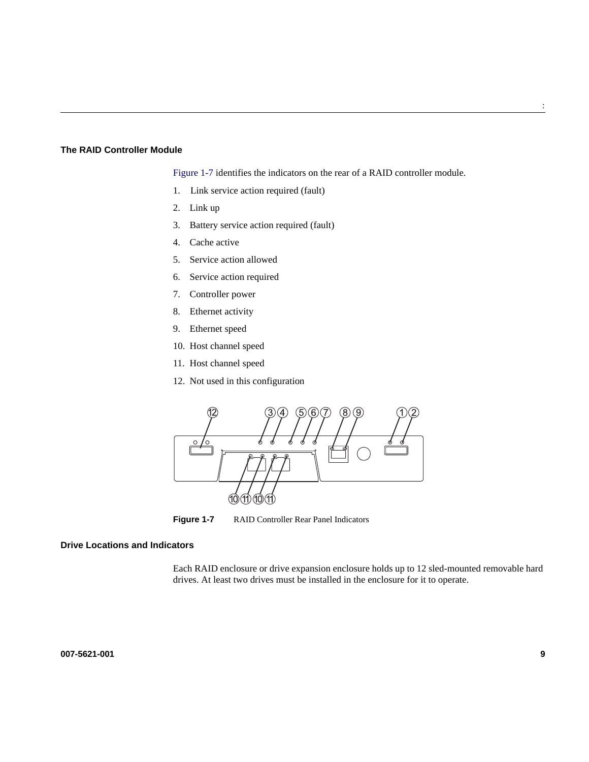### The RAID Controller Module

Figure 1-7 identifies the indicators on the rear of a RAID controller module.

1. Link service action required (fault)
2. Link up
3. Battery service action required (fault)
4. Cache active
5. Service action allowed
6. Service action required
7. Controller power
8. Ethernet activity
9. Ethernet speed
10. Host channel speed
11. Host channel speed
12. Not used in this configuration

**Figure 1-7** RAID Controller Rear Panel Indicators

### Drive Locations and Indicators

Each RAID enclosure or drive expansion enclosure holds up to 12 sled-mounted removable hard drives. At least two drives must be installed in the enclosure for it to operate.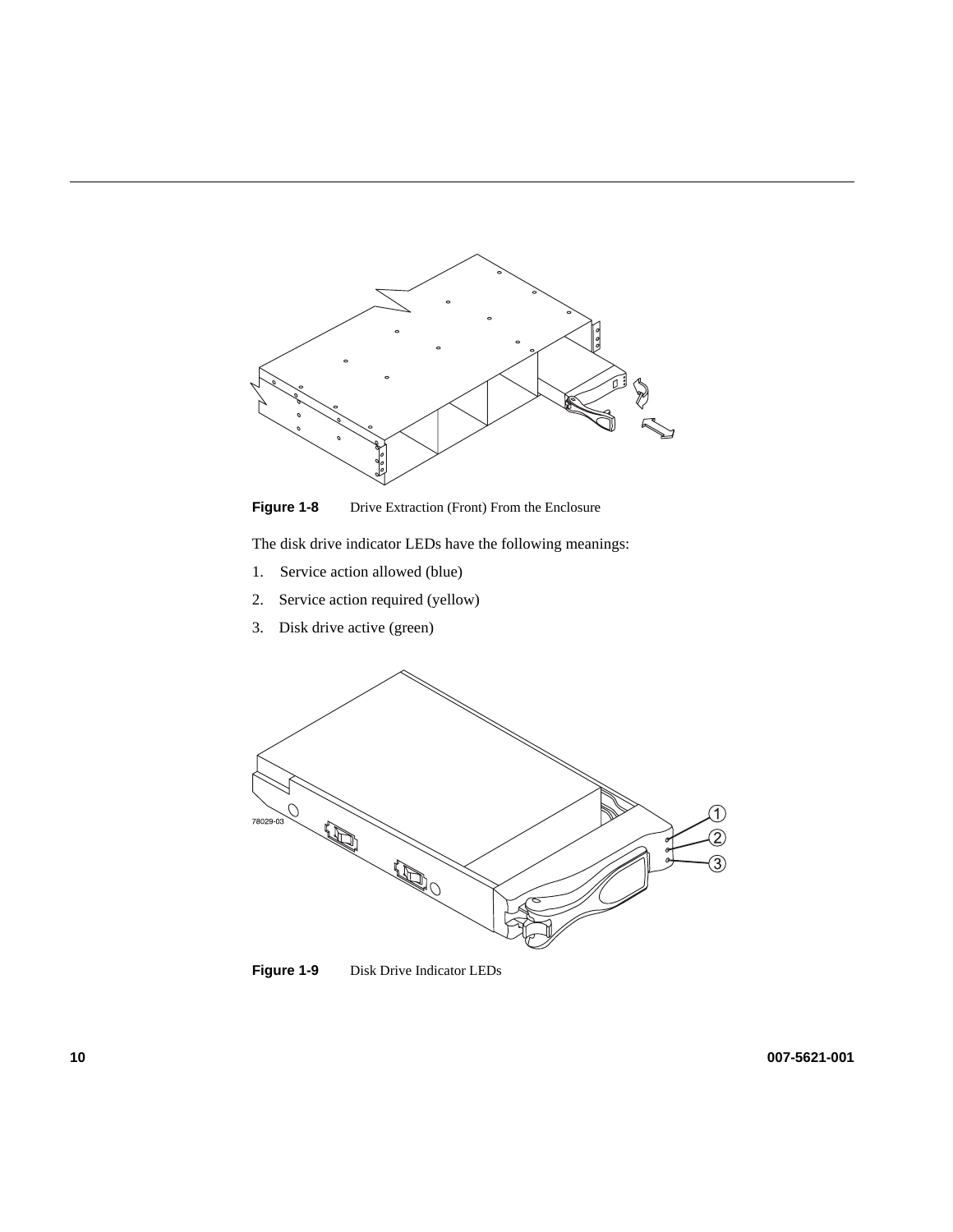**Figure 1-8** Drive Extraction (Front) From the Enclosure

The disk drive indicator LEDs have the following meanings:

1. Service action allowed (blue)
2. Service action required (yellow)
3. Disk drive active (green)

**Figure 1-9** Disk Drive Indicator LEDs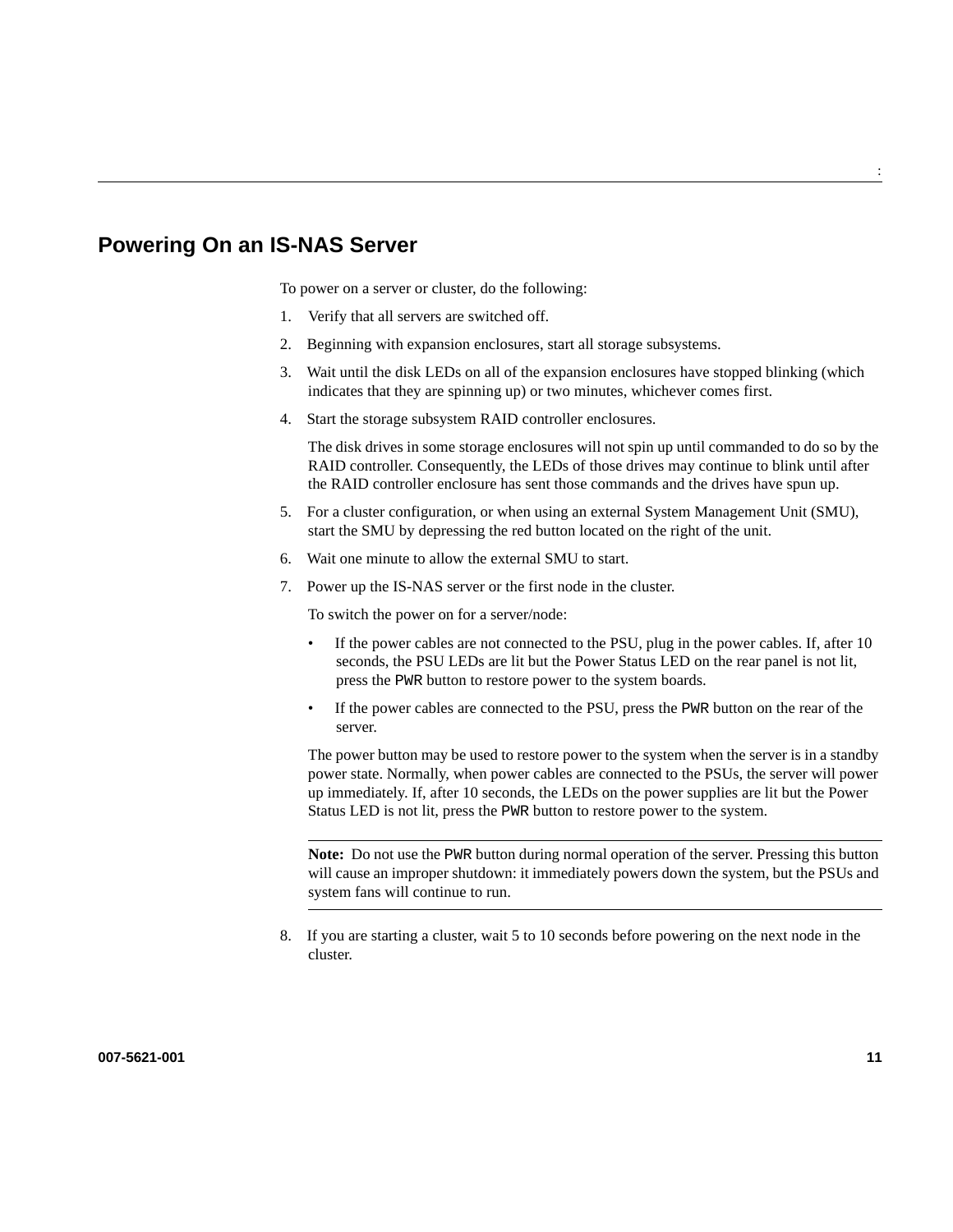## Powering On an IS-NAS Server

To power on a server or cluster, do the following:

1. Verify that all servers are switched off.
2. Beginning with expansion enclosures, start all storage subsystems.
3. Wait until the disk LEDs on all of the expansion enclosures have stopped blinking (which indicates that they are spinning up) or two minutes, whichever comes first.
4. Start the storage subsystem RAID controller enclosures.

   The disk drives in some storage enclosures will not spin up until commanded to do so by the RAID controller. Consequently, the LEDs of those drives may continue to blink until after the RAID controller enclosure has sent those commands and the drives have spun up.
5. For a cluster configuration, or when using an external System Management Unit (SMU), start the SMU by depressing the red button located on the right of the unit.
6. Wait one minute to allow the external SMU to start.
7. Power up the IS-NAS server or the first node in the cluster.

   To switch the power on for a server/node:

   - If the power cables are not connected to the PSU, plug in the power cables. If, after 10 seconds, the PSU LEDs are lit but the Power Status LED on the rear panel is not lit, press the `PWR` button to restore power to the system boards.
   - If the power cables are connected to the PSU, press the `PWR` button on the rear of the server.

   The power button may be used to restore power to the system when the server is in a standby power state. Normally, when power cables are connected to the PSUs, the server will power up immediately. If, after 10 seconds, the LEDs on the power supplies are lit but the Power Status LED is not lit, press the `PWR` button to restore power to the system.

   ---

   **Note:** Do not use the `PWR` button during normal operation of the server. Pressing this button will cause an improper shutdown: it immediately powers down the system, but the PSUs and system fans will continue to run.

   ---
8. If you are starting a cluster, wait 5 to 10 seconds before powering on the next node in the cluster.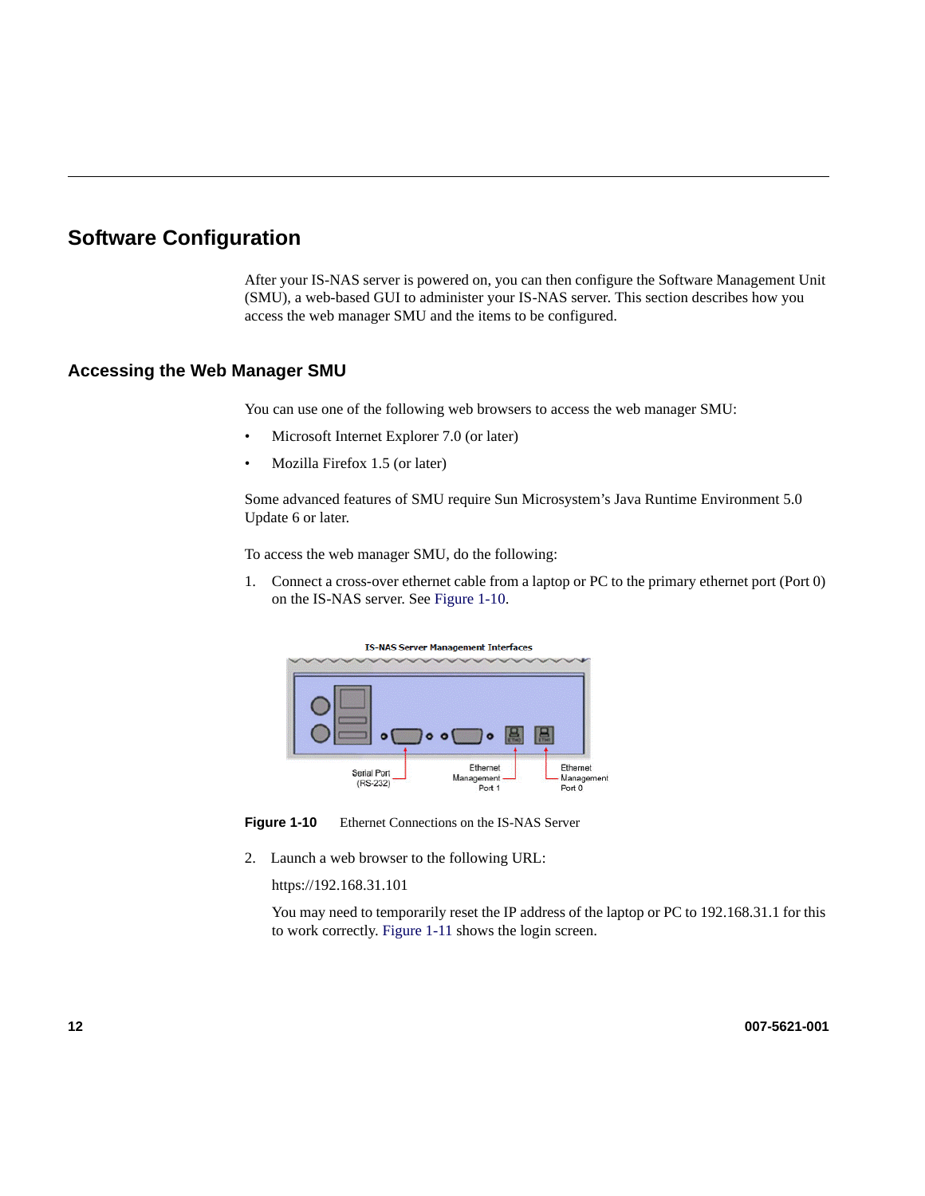## Software Configuration

After your IS-NAS server is powered on, you can then configure the Software Management Unit (SMU), a web-based GUI to administer your IS-NAS server. This section describes how you access the web manager SMU and the items to be configured.

### Accessing the Web Manager SMU

You can use one of the following web browsers to access the web manager SMU:

- Microsoft Internet Explorer 7.0 (or later)
- Mozilla Firefox 1.5 (or later)

Some advanced features of SMU require Sun Microsystem's Java Runtime Environment 5.0 Update 6 or later.

To access the web manager SMU, do the following:

1. Connect a cross-over ethernet cable from a laptop or PC to the primary ethernet port (Port 0) on the IS-NAS server. See Figure 1-10.

IS-NAS Server Management Interfaces

Serial Port (RS-232) | Ethernet Management Port 1 | Ethernet Management Port 0

**Figure 1-10** Ethernet Connections on the IS-NAS Server

2. Launch a web browser to the following URL:

   https://192.168.31.101

   You may need to temporarily reset the IP address of the laptop or PC to 192.168.31.1 for this to work correctly. Figure 1-11 shows the login screen.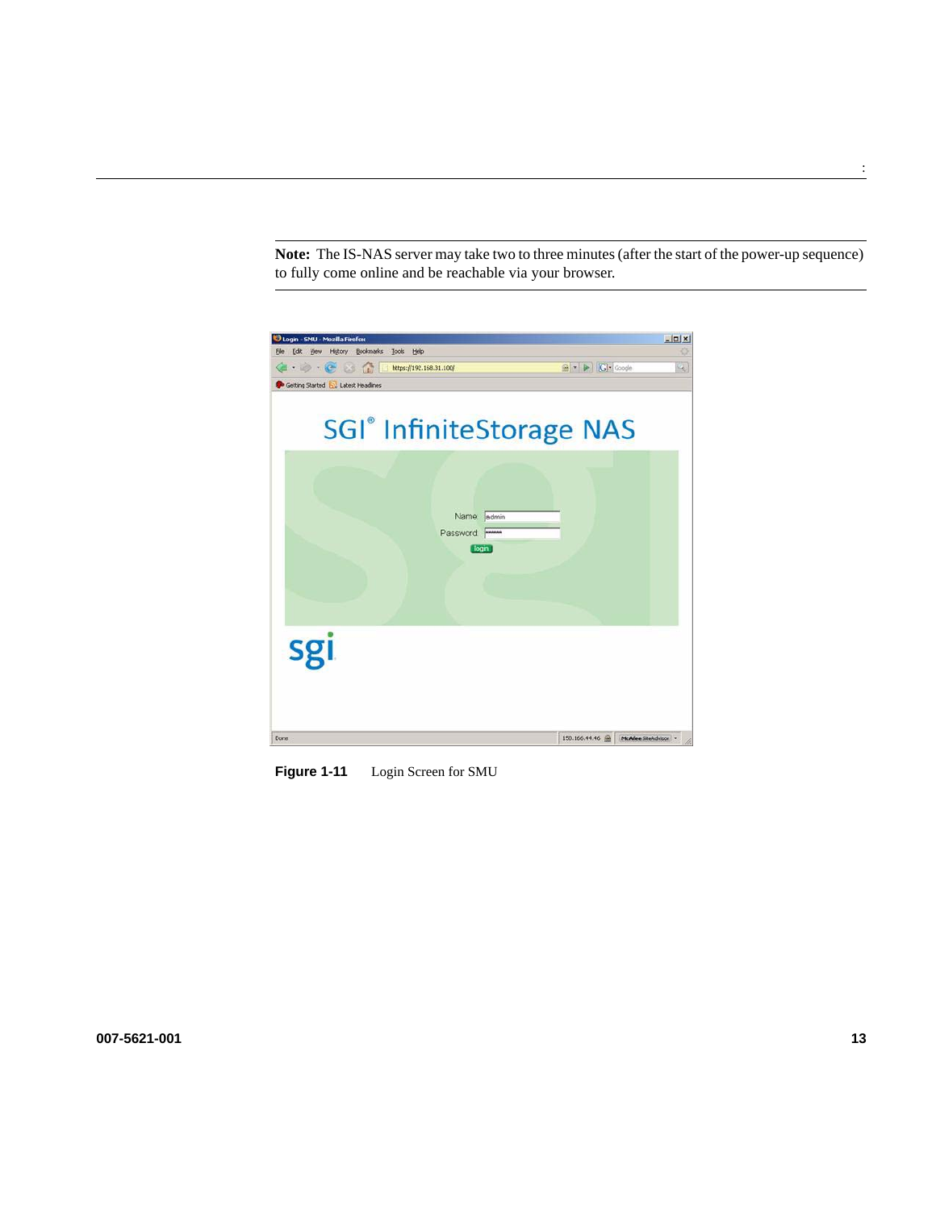**Note:** The IS-NAS server may take two to three minutes (after the start of the power-up sequence) to fully come online and be reachable via your browser.

**Figure 1-11** Login Screen for SMU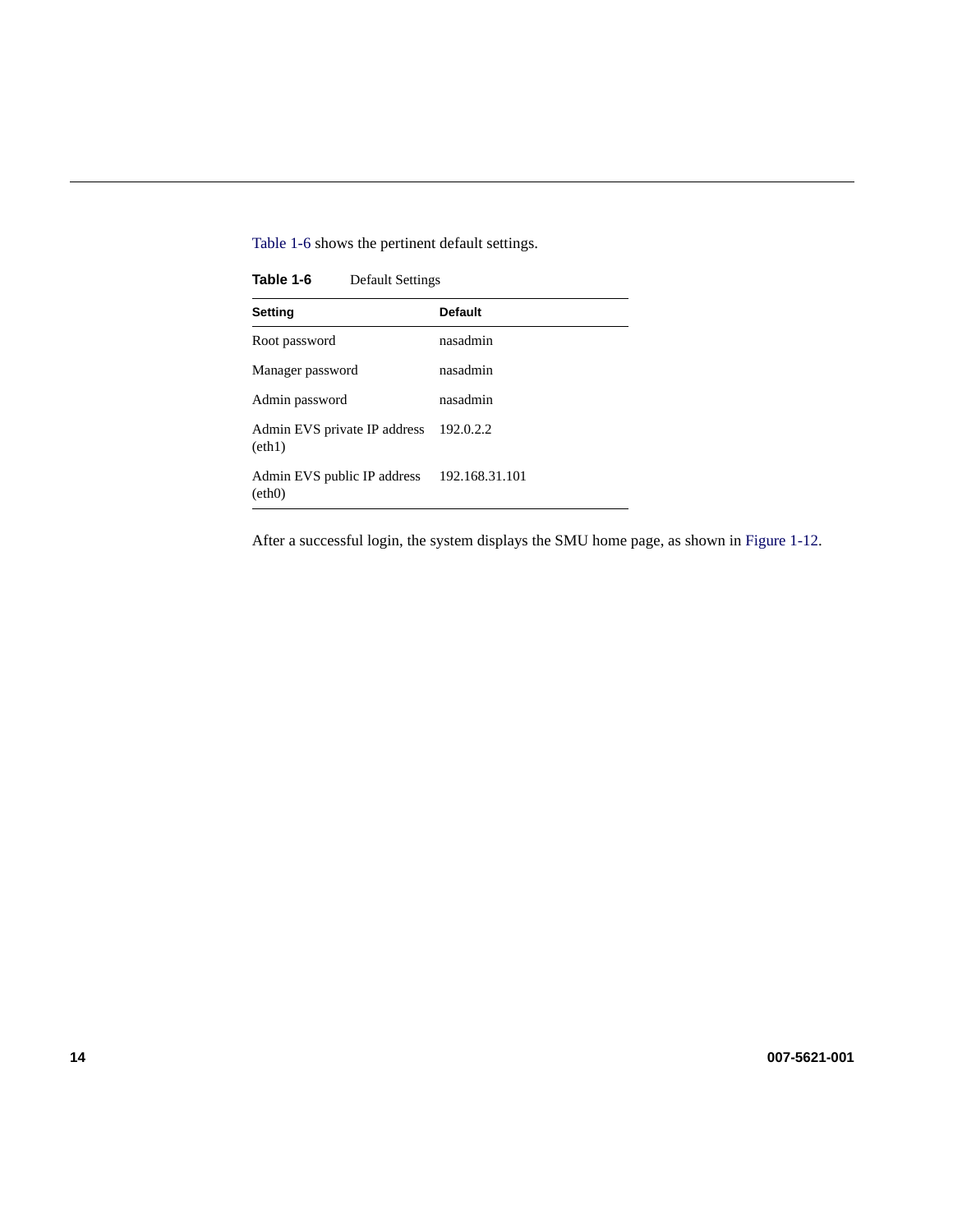Table 1-6 shows the pertinent default settings.

**Table 1-6** Default Settings

| Setting | Default |
| --- | --- |
| Root password | nasadmin |
| Manager password | nasadmin |
| Admin password | nasadmin |
| Admin EVS private IP address (eth1) | 192.0.2.2 |
| Admin EVS public IP address (eth0) | 192.168.31.101 |

After a successful login, the system displays the SMU home page, as shown in Figure 1-12.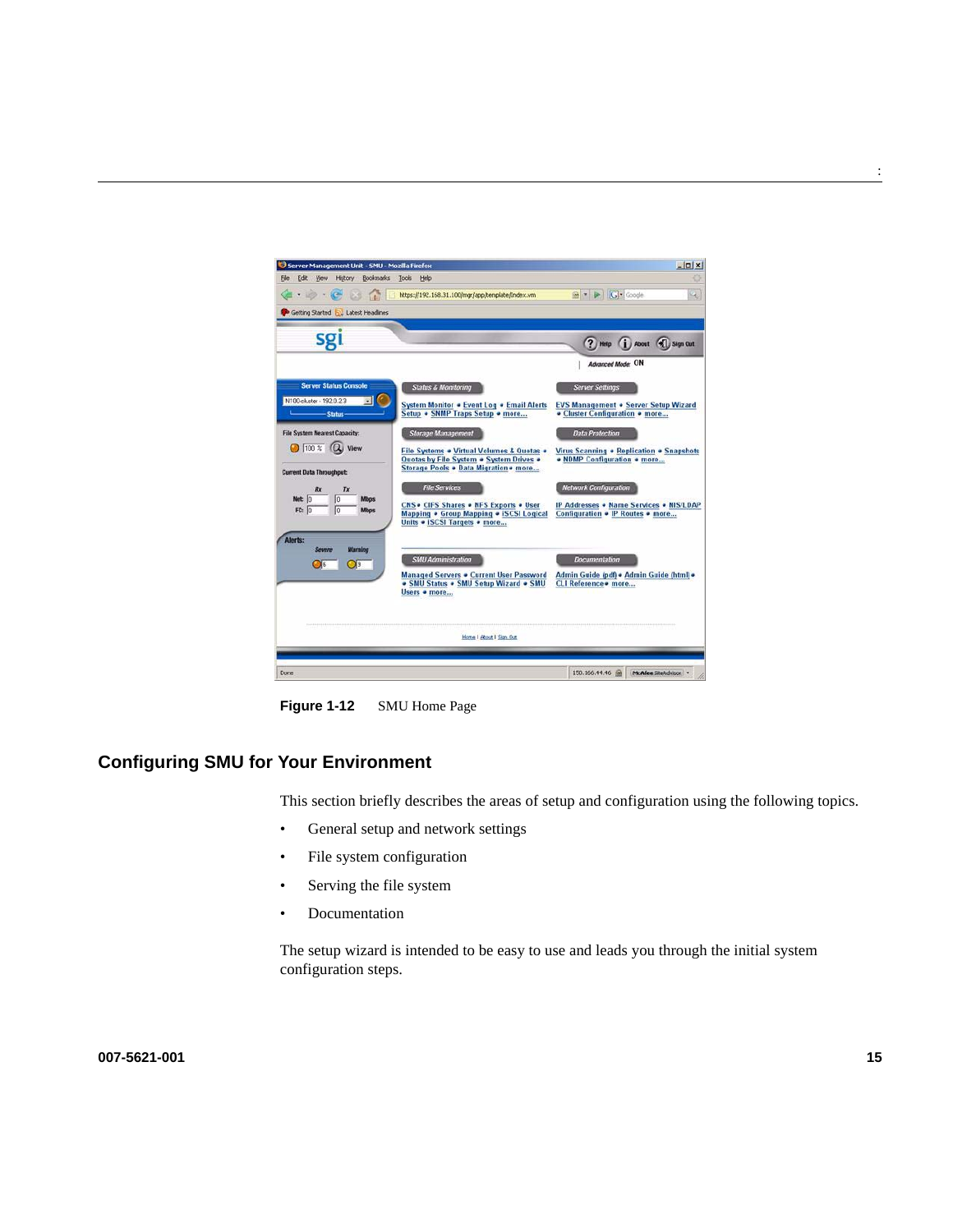**Figure 1-12** SMU Home Page

## Configuring SMU for Your Environment

This section briefly describes the areas of setup and configuration using the following topics.

- General setup and network settings
- File system configuration
- Serving the file system
- Documentation

The setup wizard is intended to be easy to use and leads you through the initial system configuration steps.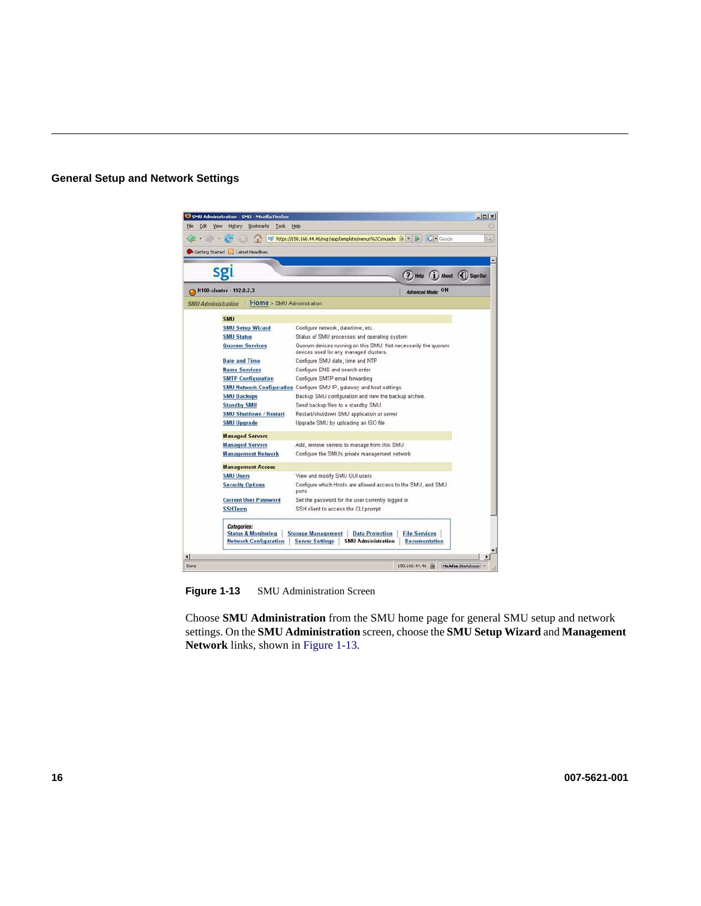## General Setup and Network Settings

**Figure 1-13** SMU Administration Screen

Choose **SMU Administration** from the SMU home page for general SMU setup and network settings. On the **SMU Administration** screen, choose the **SMU Setup Wizard** and **Management Network** links, shown in Figure 1-13.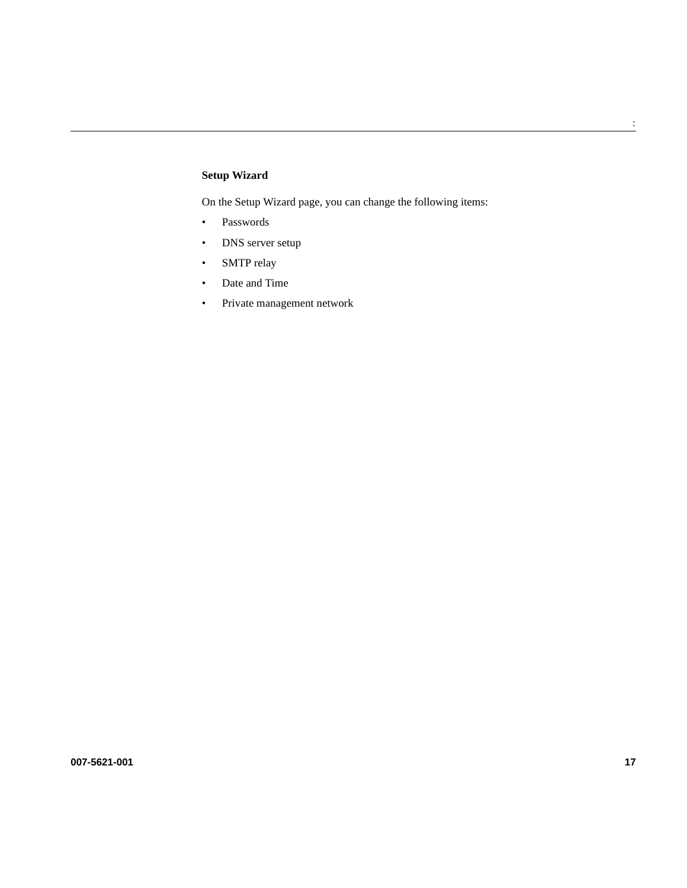### Setup Wizard

On the Setup Wizard page, you can change the following items:

- Passwords
- DNS server setup
- SMTP relay
- Date and Time
- Private management network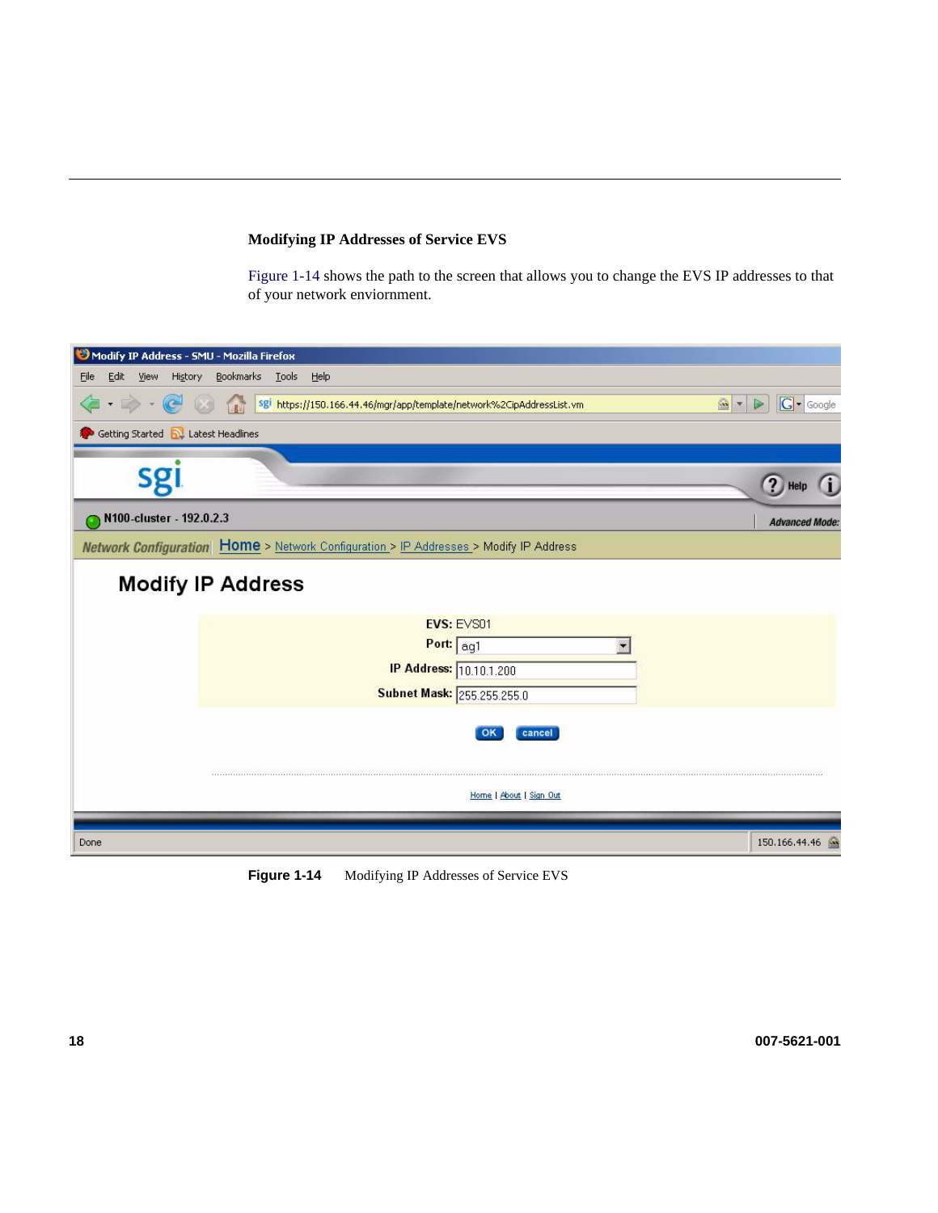### Modifying IP Addresses of Service EVS

Figure 1-14 shows the path to the screen that allows you to change the EVS IP addresses to that of your network enviornment.

**Figure 1-14** Modifying IP Addresses of Service EVS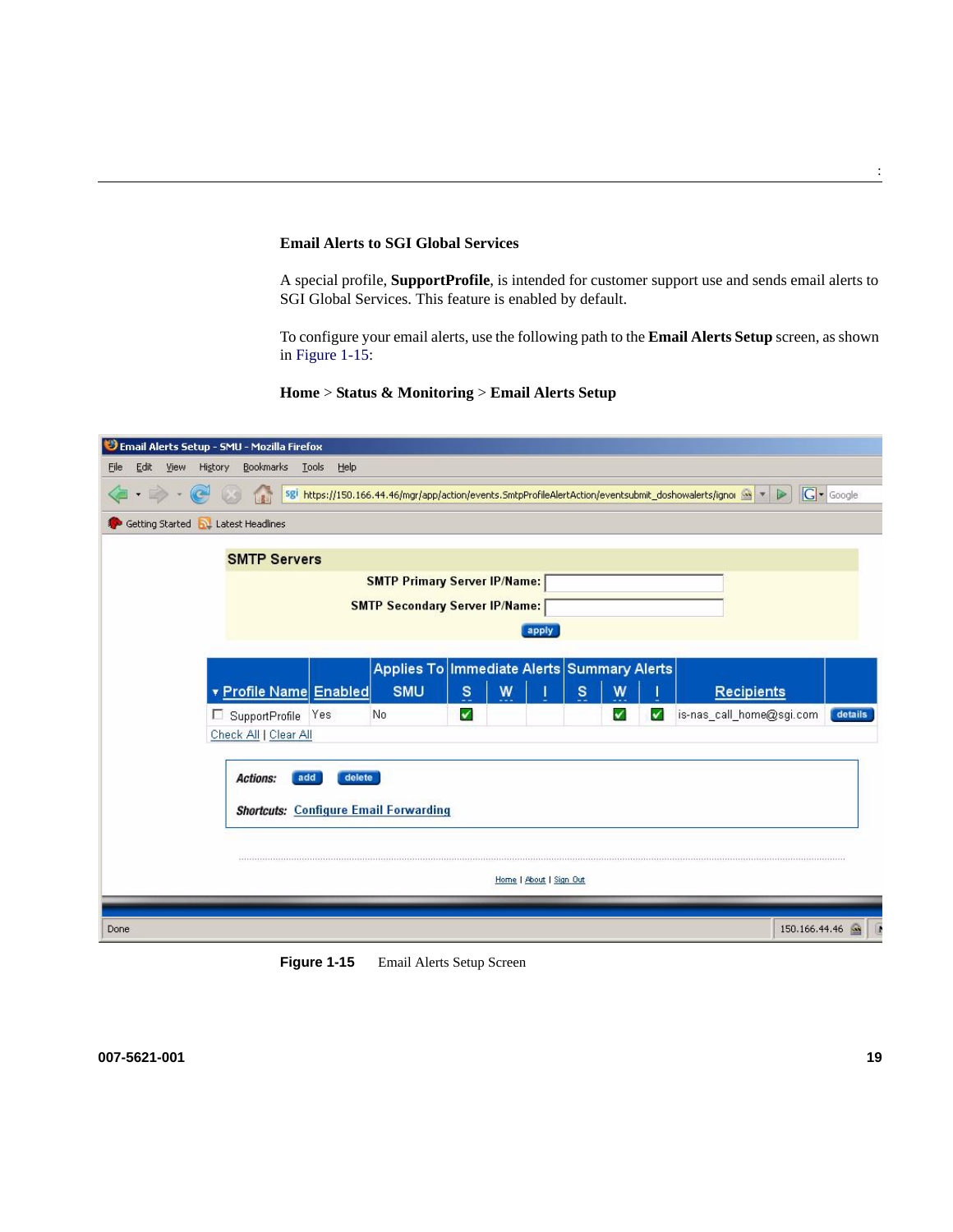### Email Alerts to SGI Global Services

A special profile, **SupportProfile**, is intended for customer support use and sends email alerts to SGI Global Services. This feature is enabled by default.

To configure your email alerts, use the following path to the **Email Alerts Setup** screen, as shown in Figure 1-15:

**Home** > **Status & Monitoring** > **Email Alerts Setup**

**Figure 1-15** Email Alerts Setup Screen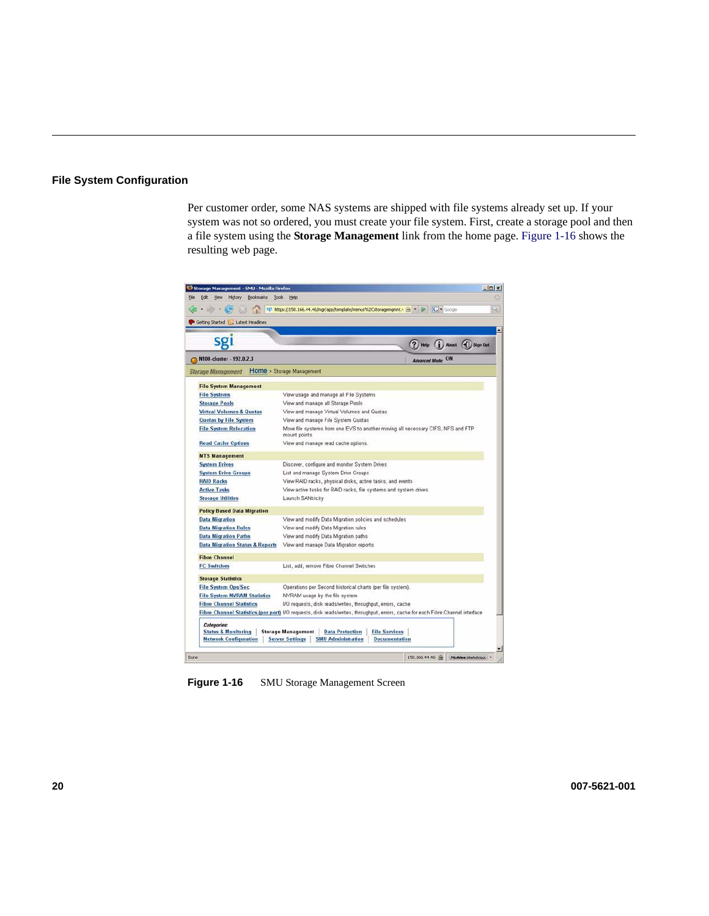## File System Configuration

Per customer order, some NAS systems are shipped with file systems already set up. If your system was not so ordered, you must create your file system. First, create a storage pool and then a file system using the **Storage Management** link from the home page. Figure 1-16 shows the resulting web page.

**Figure 1-16** SMU Storage Management Screen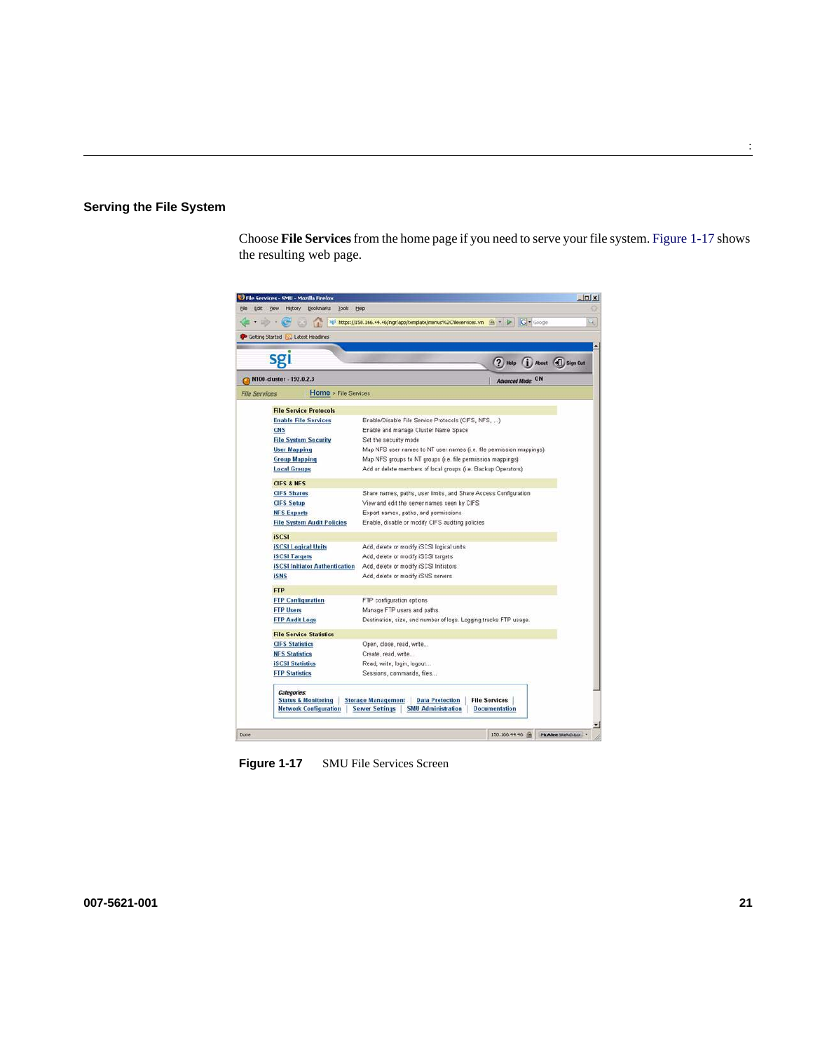## Serving the File System

Choose **File Services** from the home page if you need to serve your file system. Figure 1-17 shows the resulting web page.

**Figure 1-17** SMU File Services Screen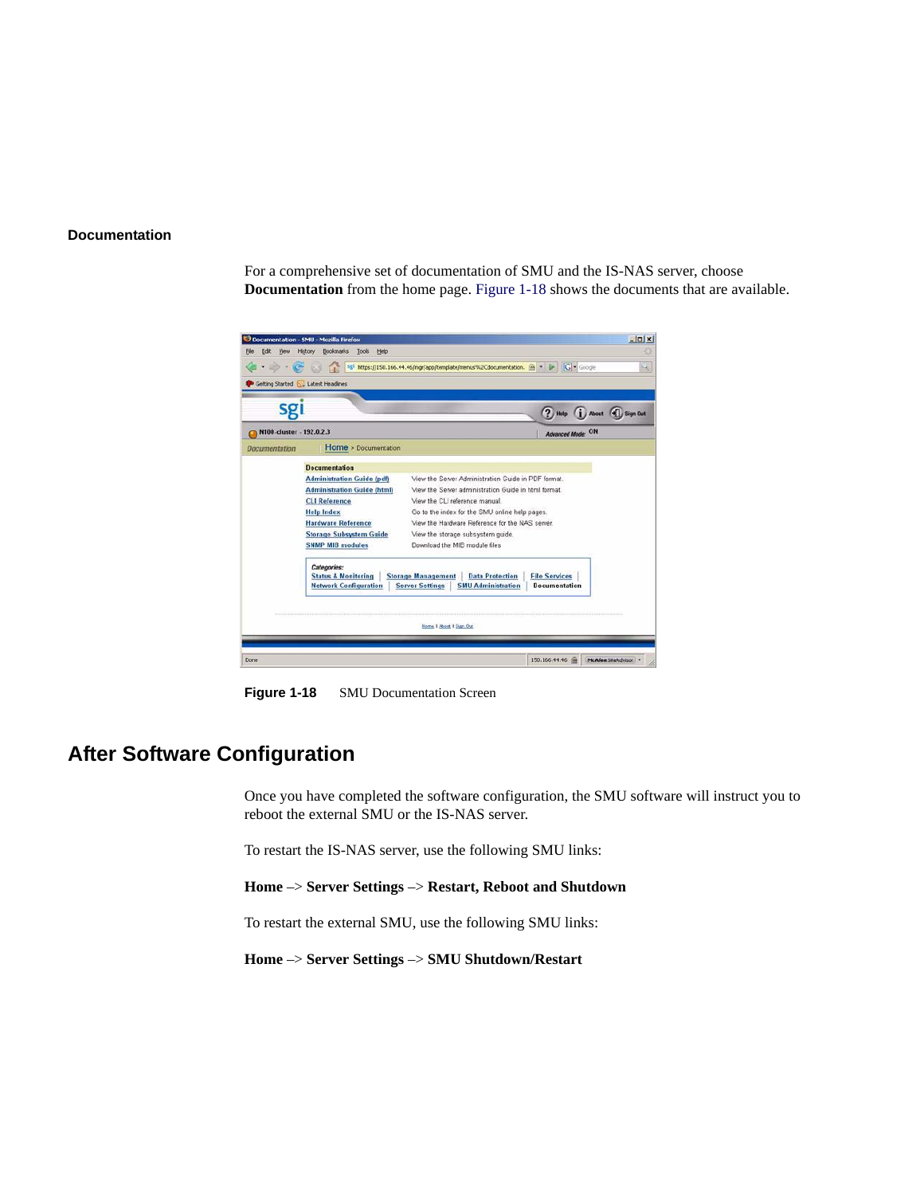### Documentation

For a comprehensive set of documentation of SMU and the IS-NAS server, choose **Documentation** from the home page. Figure 1-18 shows the documents that are available.

**Figure 1-18** SMU Documentation Screen

## After Software Configuration

Once you have completed the software configuration, the SMU software will instruct you to reboot the external SMU or the IS-NAS server.

To restart the IS-NAS server, use the following SMU links:

**Home** –> **Server Settings** –> **Restart, Reboot and Shutdown**

To restart the external SMU, use the following SMU links:

**Home** –> **Server Settings** –> **SMU Shutdown/Restart**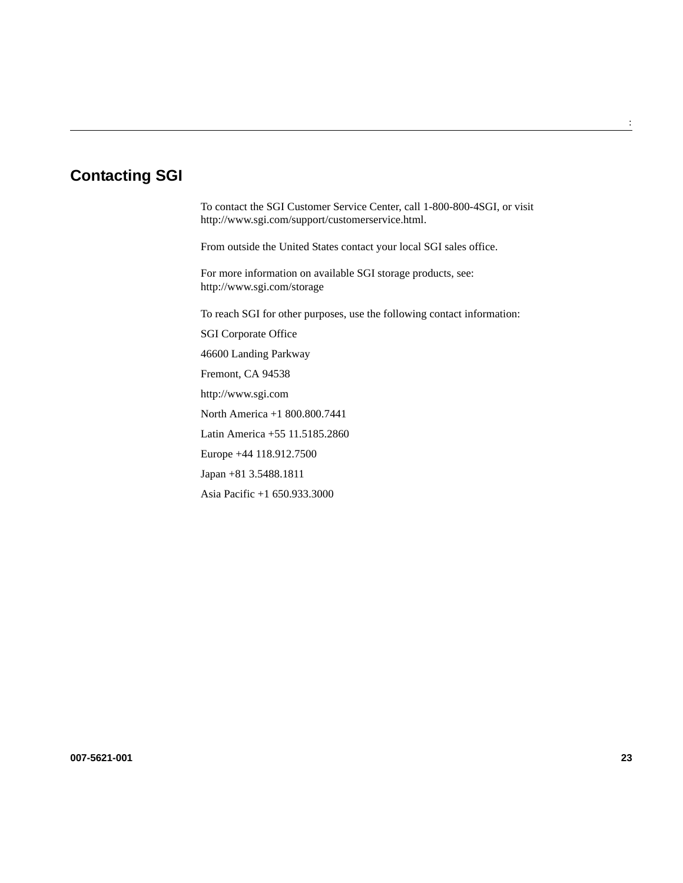## Contacting SGI

To contact the SGI Customer Service Center, call 1-800-800-4SGI, or visit http://www.sgi.com/support/customerservice.html.

From outside the United States contact your local SGI sales office.

For more information on available SGI storage products, see: http://www.sgi.com/storage

To reach SGI for other purposes, use the following contact information:

SGI Corporate Office

46600 Landing Parkway

Fremont, CA 94538

http://www.sgi.com

North America +1 800.800.7441

Latin America +55 11.5185.2860

Europe +44 118.912.7500

Japan +81 3.5488.1811

Asia Pacific +1 650.933.3000